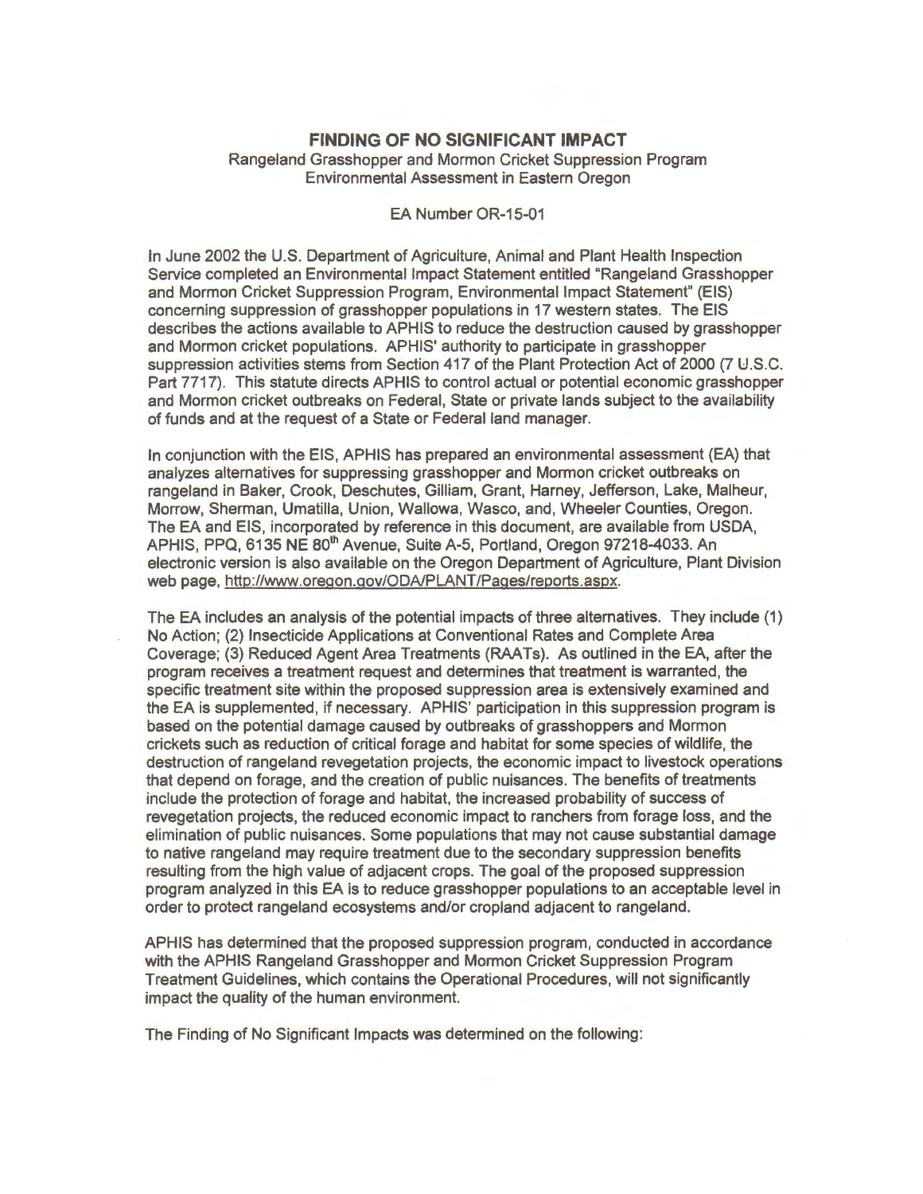# FINDING OF NO SIGNIFICANT IMPACT

Rangeland Grasshopper and Mormon Cricket Suppression Program
Environmental Assessment in Eastern Oregon

EA Number OR-15-01

In June 2002 the U.S. Department of Agriculture, Animal and Plant Health Inspection Service completed an Environmental Impact Statement entitled "Rangeland Grasshopper and Mormon Cricket Suppression Program, Environmental Impact Statement" (EIS) concerning suppression of grasshopper populations in 17 western states. The EIS describes the actions available to APHIS to reduce the destruction caused by grasshopper and Mormon cricket populations. APHIS' authority to participate in grasshopper suppression activities stems from Section 417 of the Plant Protection Act of 2000 (7 U.S.C. Part 7717). This statute directs APHIS to control actual or potential economic grasshopper and Mormon cricket outbreaks on Federal, State or private lands subject to the availability of funds and at the request of a State or Federal land manager.

In conjunction with the EIS, APHIS has prepared an environmental assessment (EA) that analyzes alternatives for suppressing grasshopper and Mormon cricket outbreaks on rangeland in Baker, Crook, Deschutes, Gilliam, Grant, Harney, Jefferson, Lake, Malheur, Morrow, Sherman, Umatilla, Union, Wallowa, Wasco, and, Wheeler Counties, Oregon. The EA and EIS, incorporated by reference in this document, are available from USDA, APHIS, PPQ, 6135 NE 80th Avenue, Suite A-5, Portland, Oregon 97218-4033. An electronic version is also available on the Oregon Department of Agriculture, Plant Division web page, http://www.oregon.gov/ODA/PLANT/Pages/reports.aspx.

The EA includes an analysis of the potential impacts of three alternatives. They include (1) No Action; (2) Insecticide Applications at Conventional Rates and Complete Area Coverage; (3) Reduced Agent Area Treatments (RAATs). As outlined in the EA, after the program receives a treatment request and determines that treatment is warranted, the specific treatment site within the proposed suppression area is extensively examined and the EA is supplemented, if necessary. APHIS' participation in this suppression program is based on the potential damage caused by outbreaks of grasshoppers and Mormon crickets such as reduction of critical forage and habitat for some species of wildlife, the destruction of rangeland revegetation projects, the economic impact to livestock operations that depend on forage, and the creation of public nuisances. The benefits of treatments include the protection of forage and habitat, the increased probability of success of revegetation projects, the reduced economic impact to ranchers from forage loss, and the elimination of public nuisances. Some populations that may not cause substantial damage to native rangeland may require treatment due to the secondary suppression benefits resulting from the high value of adjacent crops. The goal of the proposed suppression program analyzed in this EA is to reduce grasshopper populations to an acceptable level in order to protect rangeland ecosystems and/or cropland adjacent to rangeland.

APHIS has determined that the proposed suppression program, conducted in accordance with the APHIS Rangeland Grasshopper and Mormon Cricket Suppression Program Treatment Guidelines, which contains the Operational Procedures, will not significantly impact the quality of the human environment.

The Finding of No Significant Impacts was determined on the following: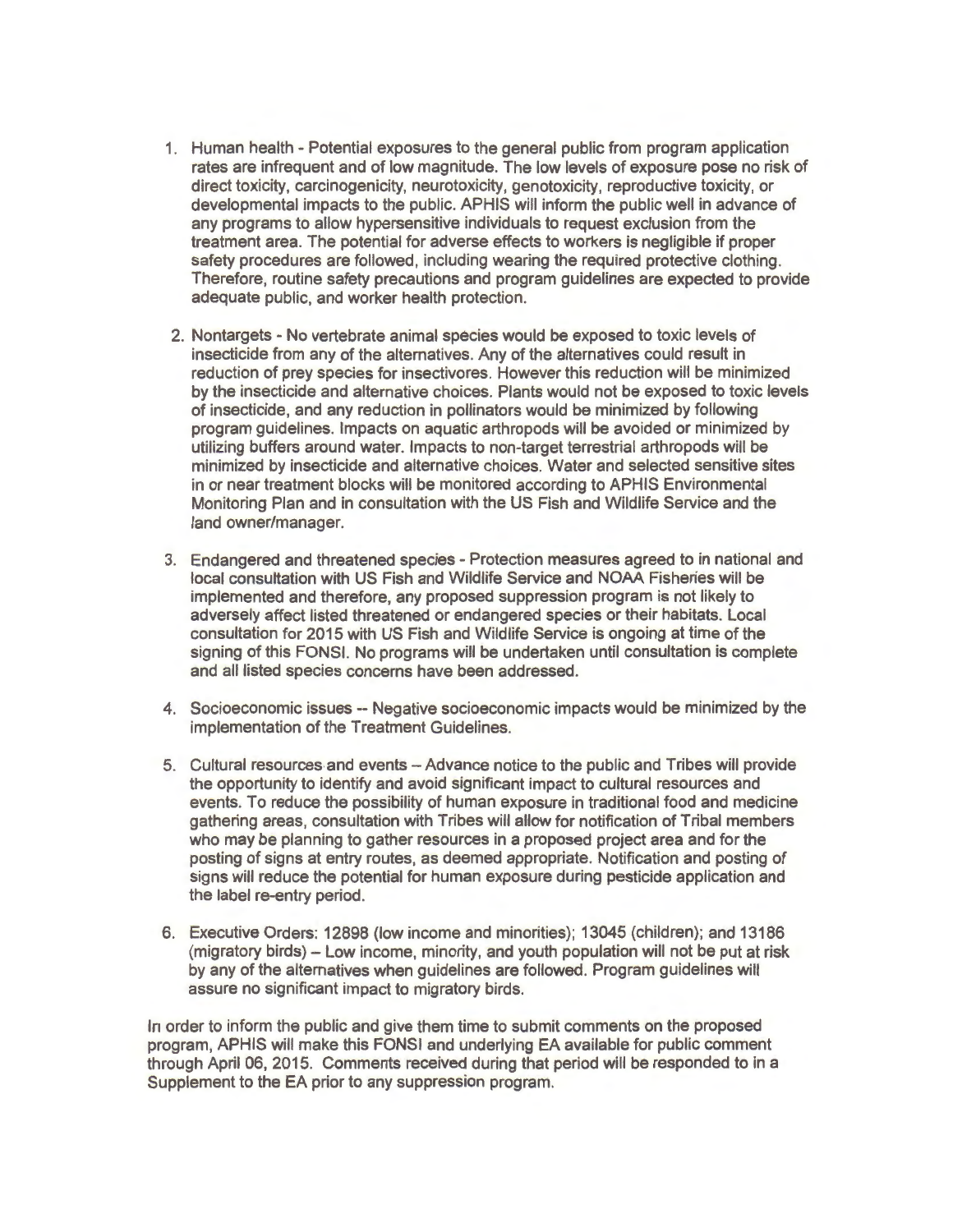1. Human health - Potential exposures to the general public from program application rates are infrequent and of low magnitude. The low levels of exposure pose no risk of direct toxicity, carcinogenicity, neurotoxicity, genotoxicity, reproductive toxicity, or developmental impacts to the public. APHIS will inform the public well in advance of any programs to allow hypersensitive individuals to request exclusion from the treatment area. The potential for adverse effects to workers is negligible if proper safety procedures are followed, including wearing the required protective clothing. Therefore, routine safety precautions and program guidelines are expected to provide adequate public, and worker health protection.

2. Nontargets - No vertebrate animal species would be exposed to toxic levels of insecticide from any of the alternatives. Any of the alternatives could result in reduction of prey species for insectivores. However this reduction will be minimized by the insecticide and alternative choices. Plants would not be exposed to toxic levels of insecticide, and any reduction in pollinators would be minimized by following program guidelines. Impacts on aquatic arthropods will be avoided or minimized by utilizing buffers around water. Impacts to non-target terrestrial arthropods will be minimized by insecticide and alternative choices. Water and selected sensitive sites in or near treatment blocks will be monitored according to APHIS Environmental Monitoring Plan and in consultation with the US Fish and Wildlife Service and the land owner/manager.

3. Endangered and threatened species - Protection measures agreed to in national and local consultation with US Fish and Wildlife Service and NOAA Fisheries will be implemented and therefore, any proposed suppression program is not likely to adversely affect listed threatened or endangered species or their habitats. Local consultation for 2015 with US Fish and Wildlife Service is ongoing at time of the signing of this FONSI. No programs will be undertaken until consultation is complete and all listed species concerns have been addressed.

4. Socioeconomic issues -- Negative socioeconomic impacts would be minimized by the implementation of the Treatment Guidelines.

5. Cultural resources and events – Advance notice to the public and Tribes will provide the opportunity to identify and avoid significant impact to cultural resources and events. To reduce the possibility of human exposure in traditional food and medicine gathering areas, consultation with Tribes will allow for notification of Tribal members who may be planning to gather resources in a proposed project area and for the posting of signs at entry routes, as deemed appropriate. Notification and posting of signs will reduce the potential for human exposure during pesticide application and the label re-entry period.

6. Executive Orders: 12898 (low income and minorities); 13045 (children); and 13186 (migratory birds) – Low income, minority, and youth population will not be put at risk by any of the alternatives when guidelines are followed. Program guidelines will assure no significant impact to migratory birds.

In order to inform the public and give them time to submit comments on the proposed program, APHIS will make this FONSI and underlying EA available for public comment through April 06, 2015. Comments received during that period will be responded to in a Supplement to the EA prior to any suppression program.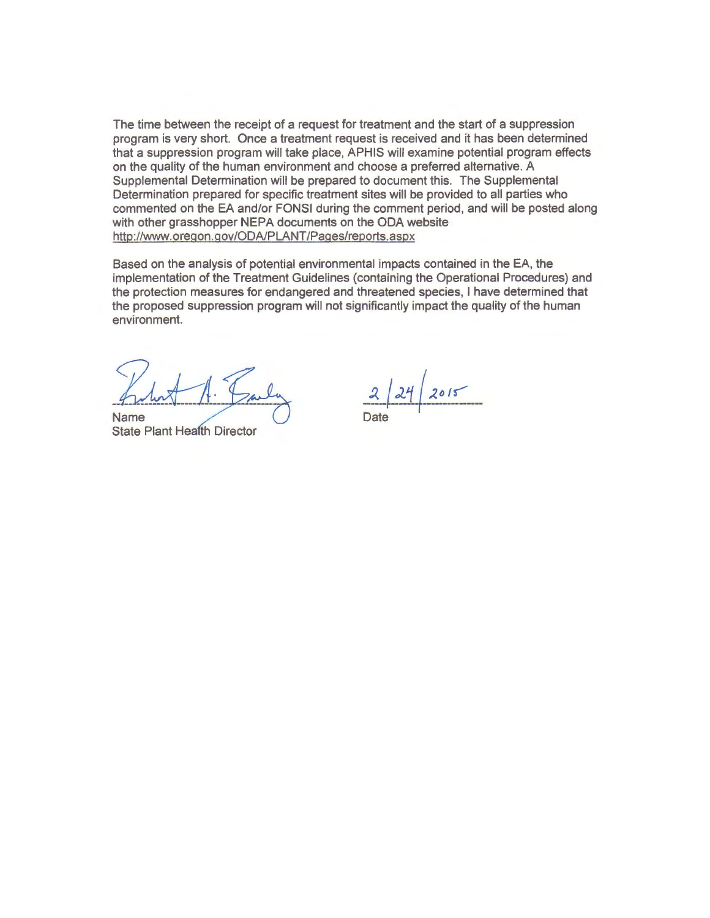The time between the receipt of a request for treatment and the start of a suppression program is very short. Once a treatment request is received and it has been determined that a suppression program will take place, APHIS will examine potential program effects on the quality of the human environment and choose a preferred alternative. A Supplemental Determination will be prepared to document this. The Supplemental Determination prepared for specific treatment sites will be provided to all parties who commented on the EA and/or FONSI during the comment period, and will be posted along with other grasshopper NEPA documents on the ODA website http://www.oregon.gov/ODA/PLANT/Pages/reports.aspx

Based on the analysis of potential environmental impacts contained in the EA, the implementation of the Treatment Guidelines (containing the Operational Procedures) and the protection measures for endangered and threatened species, I have determined that the proposed suppression program will not significantly impact the quality of the human environment.

Robert A. Bailey

Name
State Plant Health Director

2/24/2015

Date